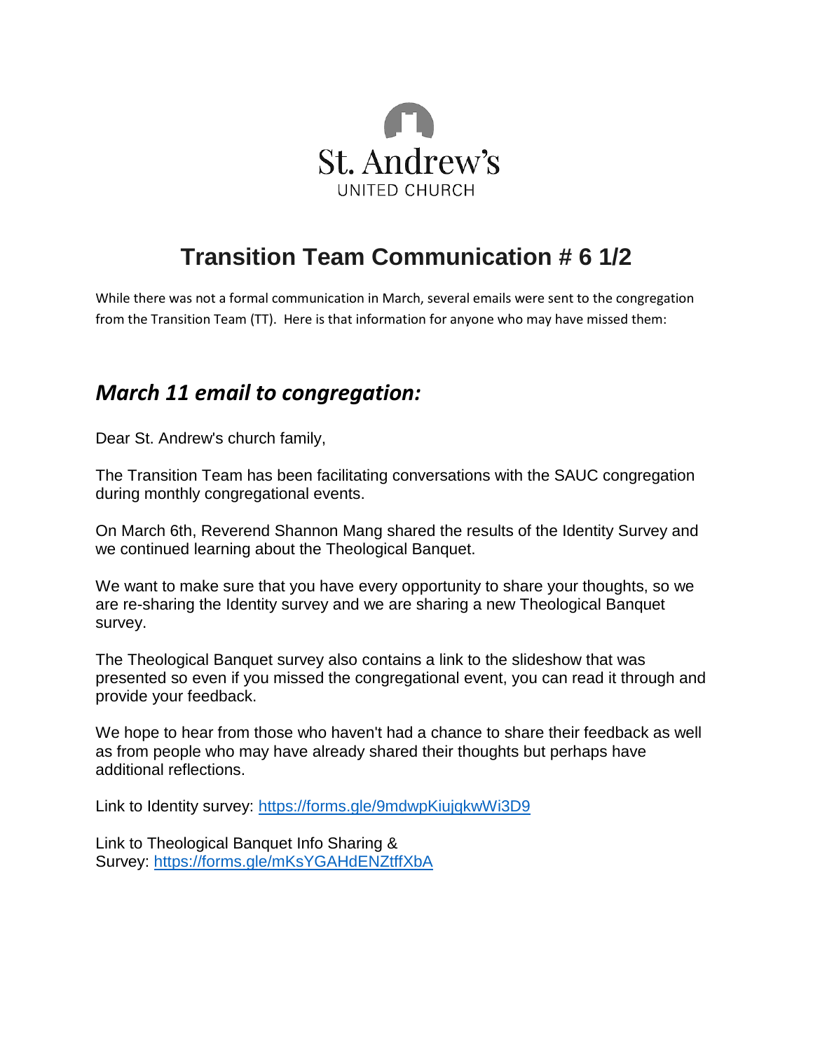St. Andrew's
UNITED CHURCH

# Transition Team Communication # 6 1/2

While there was not a formal communication in March, several emails were sent to the congregation from the Transition Team (TT). Here is that information for anyone who may have missed them:

## *March 11 email to congregation:*

Dear St. Andrew's church family,

The Transition Team has been facilitating conversations with the SAUC congregation during monthly congregational events.

On March 6th, Reverend Shannon Mang shared the results of the Identity Survey and we continued learning about the Theological Banquet.

We want to make sure that you have every opportunity to share your thoughts, so we are re-sharing the Identity survey and we are sharing a new Theological Banquet survey.

The Theological Banquet survey also contains a link to the slideshow that was presented so even if you missed the congregational event, you can read it through and provide your feedback.

We hope to hear from those who haven't had a chance to share their feedback as well as from people who may have already shared their thoughts but perhaps have additional reflections.

Link to Identity survey: https://forms.gle/9mdwpKiujqkwWi3D9

Link to Theological Banquet Info Sharing & Survey: https://forms.gle/mKsYGAHdENZtffXbA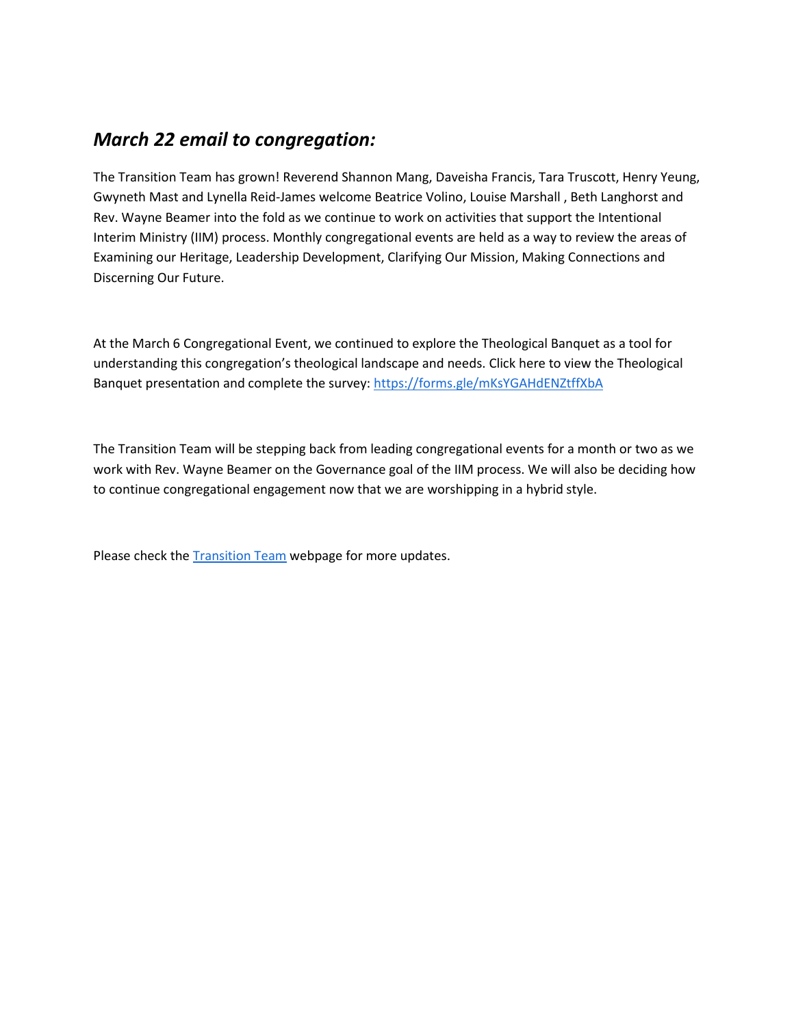## *March 22 email to congregation:*

The Transition Team has grown! Reverend Shannon Mang, Daveisha Francis, Tara Truscott, Henry Yeung, Gwyneth Mast and Lynella Reid-James welcome Beatrice Volino, Louise Marshall , Beth Langhorst and Rev. Wayne Beamer into the fold as we continue to work on activities that support the Intentional Interim Ministry (IIM) process. Monthly congregational events are held as a way to review the areas of Examining our Heritage, Leadership Development, Clarifying Our Mission, Making Connections and Discerning Our Future.

At the March 6 Congregational Event, we continued to explore the Theological Banquet as a tool for understanding this congregation's theological landscape and needs. Click here to view the Theological Banquet presentation and complete the survey: [https://forms.gle/mKsYGAHdENZtffXbA](https://forms.gle/mKsYGAHdENZtffXbA)

The Transition Team will be stepping back from leading congregational events for a month or two as we work with Rev. Wayne Beamer on the Governance goal of the IIM process. We will also be deciding how to continue congregational engagement now that we are worshipping in a hybrid style.

Please check the [Transition Team]() webpage for more updates.